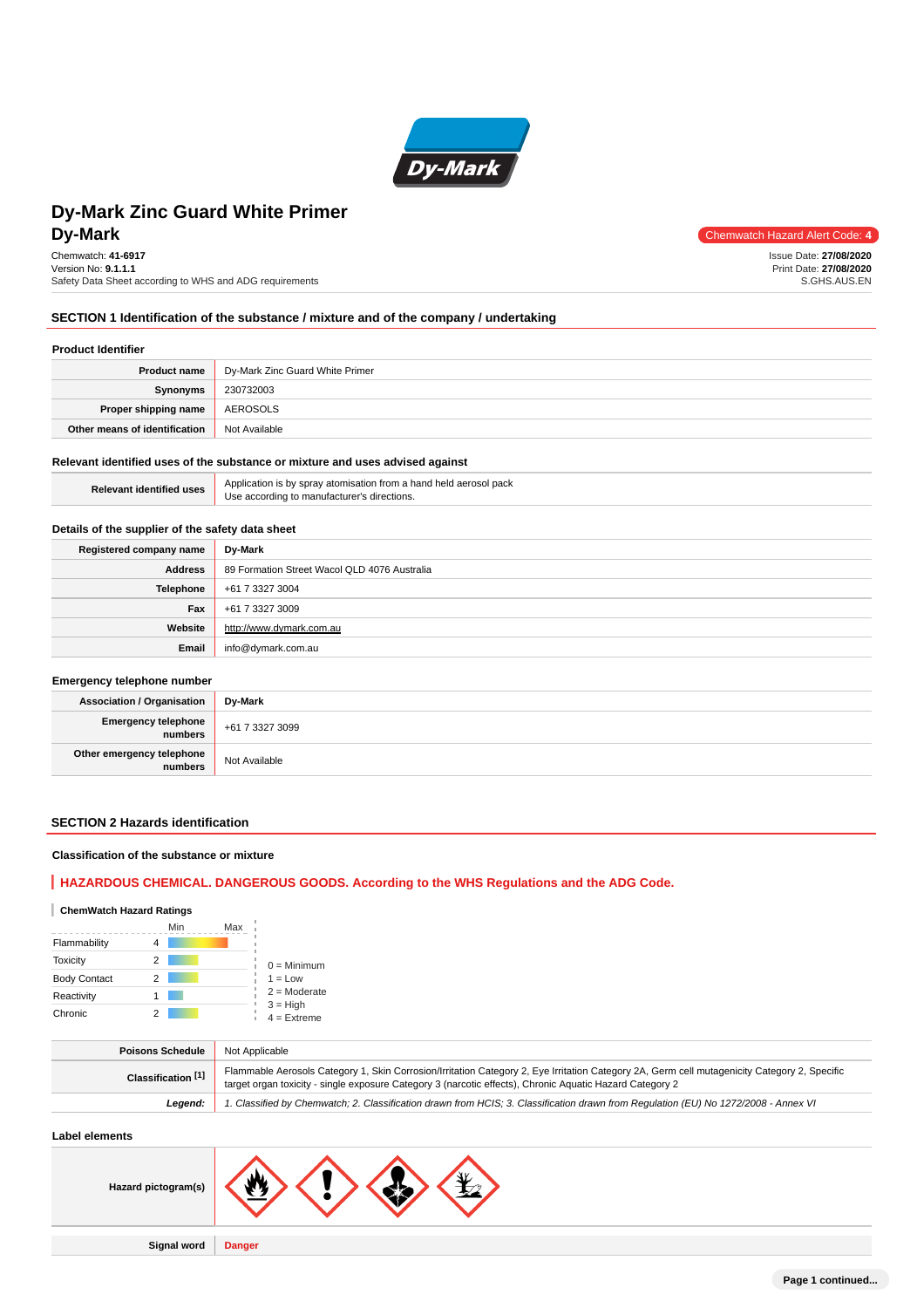# Dy-Mark Zinc Guard White Primer

## Dy-Mark

Chemwatch Hazard Alert Code: **4**

Chemwatch: **41-6917**
Version No: **9.1.1.1**
Safety Data Sheet according to WHS and ADG requirements

Issue Date: **27/08/2020**
Print Date: **27/08/2020**
S.GHS.AUS.EN

## SECTION 1 Identification of the substance / mixture and of the company / undertaking

### Product Identifier

| | |
|---|---|
| **Product name** | Dy-Mark Zinc Guard White Primer |
| **Synonyms** | 230732003 |
| **Proper shipping name** | AEROSOLS |
| **Other means of identification** | Not Available |

### Relevant identified uses of the substance or mixture and uses advised against

| | |
|---|---|
| **Relevant identified uses** | Application is by spray atomisation from a hand held aerosol pack<br>Use according to manufacturer's directions. |

### Details of the supplier of the safety data sheet

| | |
|---|---|
| **Registered company name** | **Dy-Mark** |
| **Address** | 89 Formation Street Wacol QLD 4076 Australia |
| **Telephone** | +61 7 3327 3004 |
| **Fax** | +61 7 3327 3009 |
| **Website** | http://www.dymark.com.au |
| **Email** | info@dymark.com.au |

### Emergency telephone number

| | |
|---|---|
| **Association / Organisation** | **Dy-Mark** |
| **Emergency telephone numbers** | +61 7 3327 3099 |
| **Other emergency telephone numbers** | Not Available |

## SECTION 2 Hazards identification

### Classification of the substance or mixture

**HAZARDOUS CHEMICAL. DANGEROUS GOODS. According to the WHS Regulations and the ADG Code.**

**ChemWatch Hazard Ratings**

| | Rating |
|---|---|
| Flammability | 4 |
| Toxicity | 2 |
| Body Contact | 2 |
| Reactivity | 1 |
| Chronic | 2 |

0 = Minimum
1 = Low
2 = Moderate
3 = High
4 = Extreme

| | |
|---|---|
| **Poisons Schedule** | Not Applicable |
| **Classification [1]** | Flammable Aerosols Category 1, Skin Corrosion/Irritation Category 2, Eye Irritation Category 2A, Germ cell mutagenicity Category 2, Specific target organ toxicity - single exposure Category 3 (narcotic effects), Chronic Aquatic Hazard Category 2 |
| ***Legend:*** | *1. Classified by Chemwatch; 2. Classification drawn from HCIS; 3. Classification drawn from Regulation (EU) No 1272/2008 - Annex VI* |

### Label elements

| | |
|---|---|
| **Hazard pictogram(s)** | |
| **Signal word** | **Danger** |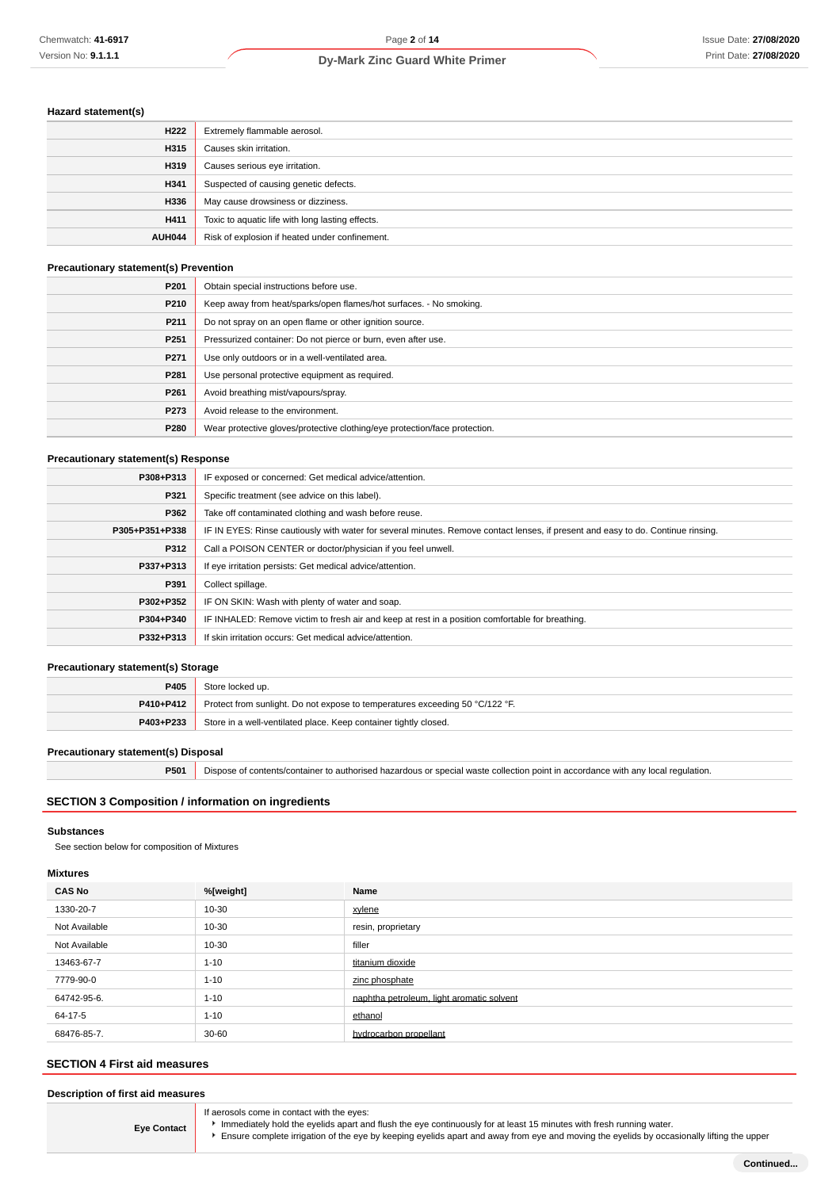### Hazard statement(s)

| | |
|---|---|
| **H222** | Extremely flammable aerosol. |
| **H315** | Causes skin irritation. |
| **H319** | Causes serious eye irritation. |
| **H341** | Suspected of causing genetic defects. |
| **H336** | May cause drowsiness or dizziness. |
| **H411** | Toxic to aquatic life with long lasting effects. |
| **AUH044** | Risk of explosion if heated under confinement. |

### Precautionary statement(s) Prevention

| | |
|---|---|
| **P201** | Obtain special instructions before use. |
| **P210** | Keep away from heat/sparks/open flames/hot surfaces. - No smoking. |
| **P211** | Do not spray on an open flame or other ignition source. |
| **P251** | Pressurized container: Do not pierce or burn, even after use. |
| **P271** | Use only outdoors or in a well-ventilated area. |
| **P281** | Use personal protective equipment as required. |
| **P261** | Avoid breathing mist/vapours/spray. |
| **P273** | Avoid release to the environment. |
| **P280** | Wear protective gloves/protective clothing/eye protection/face protection. |

### Precautionary statement(s) Response

| | |
|---|---|
| **P308+P313** | IF exposed or concerned: Get medical advice/attention. |
| **P321** | Specific treatment (see advice on this label). |
| **P362** | Take off contaminated clothing and wash before reuse. |
| **P305+P351+P338** | IF IN EYES: Rinse cautiously with water for several minutes. Remove contact lenses, if present and easy to do. Continue rinsing. |
| **P312** | Call a POISON CENTER or doctor/physician if you feel unwell. |
| **P337+P313** | If eye irritation persists: Get medical advice/attention. |
| **P391** | Collect spillage. |
| **P302+P352** | IF ON SKIN: Wash with plenty of water and soap. |
| **P304+P340** | IF INHALED: Remove victim to fresh air and keep at rest in a position comfortable for breathing. |
| **P332+P313** | If skin irritation occurs: Get medical advice/attention. |

### Precautionary statement(s) Storage

| | |
|---|---|
| **P405** | Store locked up. |
| **P410+P412** | Protect from sunlight. Do not expose to temperatures exceeding 50 °C/122 °F. |
| **P403+P233** | Store in a well-ventilated place. Keep container tightly closed. |

### Precautionary statement(s) Disposal

| | |
|---|---|
| **P501** | Dispose of contents/container to authorised hazardous or special waste collection point in accordance with any local regulation. |

## SECTION 3 Composition / information on ingredients

### Substances

See section below for composition of Mixtures

### Mixtures

| CAS No | %[weight] | Name |
|---|---|---|
| 1330-20-7 | 10-30 | xylene |
| Not Available | 10-30 | resin, proprietary |
| Not Available | 10-30 | filler |
| 13463-67-7 | 1-10 | titanium dioxide |
| 7779-90-0 | 1-10 | zinc phosphate |
| 64742-95-6. | 1-10 | naphtha petroleum, light aromatic solvent |
| 64-17-5 | 1-10 | ethanol |
| 68476-85-7. | 30-60 | hydrocarbon propellant |

## SECTION 4 First aid measures

### Description of first aid measures

| | |
|---|---|
| **Eye Contact** | If aerosols come in contact with the eyes:<br>▸ Immediately hold the eyelids apart and flush the eye continuously for at least 15 minutes with fresh running water.<br>▸ Ensure complete irrigation of the eye by keeping eyelids apart and away from eye and moving the eyelids by occasionally lifting the upper |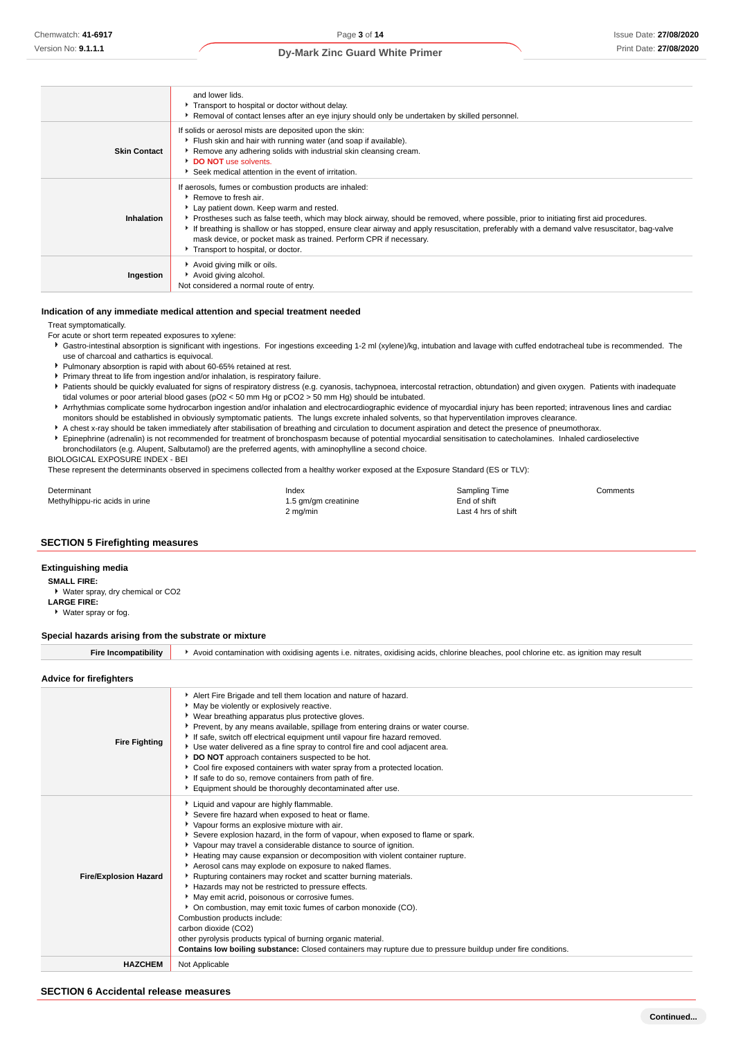| | |
|---|---|
| | and lower lids.<br>‣ Transport to hospital or doctor without delay.<br>‣ Removal of contact lenses after an eye injury should only be undertaken by skilled personnel. |
| **Skin Contact** | If solids or aerosol mists are deposited upon the skin:<br>‣ Flush skin and hair with running water (and soap if available).<br>‣ Remove any adhering solids with industrial skin cleansing cream.<br>‣ **DO NOT** use solvents.<br>‣ Seek medical attention in the event of irritation. |
| **Inhalation** | If aerosols, fumes or combustion products are inhaled:<br>‣ Remove to fresh air.<br>‣ Lay patient down. Keep warm and rested.<br>‣ Prostheses such as false teeth, which may block airway, should be removed, where possible, prior to initiating first aid procedures.<br>‣ If breathing is shallow or has stopped, ensure clear airway and apply resuscitation, preferably with a demand valve resuscitator, bag-valve mask device, or pocket mask as trained. Perform CPR if necessary.<br>‣ Transport to hospital, or doctor. |
| **Ingestion** | ‣ Avoid giving milk or oils.<br>‣ Avoid giving alcohol.<br>Not considered a normal route of entry. |

### Indication of any immediate medical attention and special treatment needed

Treat symptomatically.

For acute or short term repeated exposures to xylene:

- Gastro-intestinal absorption is significant with ingestions. For ingestions exceeding 1-2 ml (xylene)/kg, intubation and lavage with cuffed endotracheal tube is recommended. The use of charcoal and cathartics is equivocal.
- Pulmonary absorption is rapid with about 60-65% retained at rest.
- Primary threat to life from ingestion and/or inhalation, is respiratory failure.
- Patients should be quickly evaluated for signs of respiratory distress (e.g. cyanosis, tachypnoea, intercostal retraction, obtundation) and given oxygen. Patients with inadequate tidal volumes or poor arterial blood gases ($pO_2$ < 50 mm Hg or $pCO_2$ > 50 mm Hg) should be intubated.
- Arrhythmias complicate some hydrocarbon ingestion and/or inhalation and electrocardiographic evidence of myocardial injury has been reported; intravenous lines and cardiac monitors should be established in obviously symptomatic patients. The lungs excrete inhaled solvents, so that hyperventilation improves clearance.
- A chest x-ray should be taken immediately after stabilisation of breathing and circulation to document aspiration and detect the presence of pneumothorax.
- Epinephrine (adrenalin) is not recommended for treatment of bronchospasm because of potential myocardial sensitisation to catecholamines. Inhaled cardioselective bronchodilators (e.g. Alupent, Salbutamol) are the preferred agents, with aminophylline a second choice.

BIOLOGICAL EXPOSURE INDEX - BEI

These represent the determinants observed in specimens collected from a healthy worker exposed at the Exposure Standard (ES or TLV):

| Determinant | Index | Sampling Time | Comments |
|---|---|---|---|
| Methylhippu-ric acids in urine | 1.5 gm/gm creatinine | End of shift | |
| | 2 mg/min | Last 4 hrs of shift | |

## SECTION 5 Firefighting measures

### Extinguishing media

**SMALL FIRE:**

- Water spray, dry chemical or CO2

**LARGE FIRE:**

- Water spray or fog.

### Special hazards arising from the substrate or mixture

| | |
|---|---|
| **Fire Incompatibility** | ‣ Avoid contamination with oxidising agents i.e. nitrates, oxidising acids, chlorine bleaches, pool chlorine etc. as ignition may result |

### Advice for firefighters

| | |
|---|---|
| **Fire Fighting** | ‣ Alert Fire Brigade and tell them location and nature of hazard.<br>‣ May be violently or explosively reactive.<br>‣ Wear breathing apparatus plus protective gloves.<br>‣ Prevent, by any means available, spillage from entering drains or water course.<br>‣ If safe, switch off electrical equipment until vapour fire hazard removed.<br>‣ Use water delivered as a fine spray to control fire and cool adjacent area.<br>‣ **DO NOT** approach containers suspected to be hot.<br>‣ Cool fire exposed containers with water spray from a protected location.<br>‣ If safe to do so, remove containers from path of fire.<br>‣ Equipment should be thoroughly decontaminated after use. |
| **Fire/Explosion Hazard** | ‣ Liquid and vapour are highly flammable.<br>‣ Severe fire hazard when exposed to heat or flame.<br>‣ Vapour forms an explosive mixture with air.<br>‣ Severe explosion hazard, in the form of vapour, when exposed to flame or spark.<br>‣ Vapour may travel a considerable distance to source of ignition.<br>‣ Heating may cause expansion or decomposition with violent container rupture.<br>‣ Aerosol cans may explode on exposure to naked flames.<br>‣ Rupturing containers may rocket and scatter burning materials.<br>‣ Hazards may not be restricted to pressure effects.<br>‣ May emit acrid, poisonous or corrosive fumes.<br>‣ On combustion, may emit toxic fumes of carbon monoxide (CO).<br>Combustion products include:<br>carbon dioxide ($CO_2$)<br>other pyrolysis products typical of burning organic material.<br>**Contains low boiling substance:** Closed containers may rupture due to pressure buildup under fire conditions. |
| **HAZCHEM** | Not Applicable |

## SECTION 6 Accidental release measures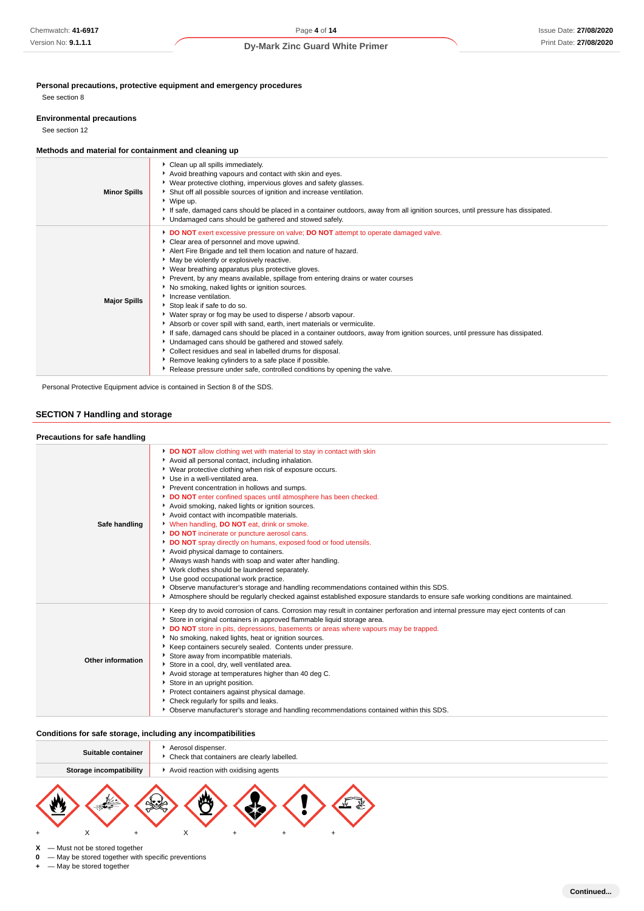### Personal precautions, protective equipment and emergency procedures

See section 8

### Environmental precautions

See section 12

### Methods and material for containment and cleaning up

| | |
|---|---|
| **Minor Spills** | Clean up all spills immediately.<br>Avoid breathing vapours and contact with skin and eyes.<br>Wear protective clothing, impervious gloves and safety glasses.<br>Shut off all possible sources of ignition and increase ventilation.<br>Wipe up.<br>If safe, damaged cans should be placed in a container outdoors, away from all ignition sources, until pressure has dissipated.<br>Undamaged cans should be gathered and stowed safely. |
| **Major Spills** | **DO NOT** exert excessive pressure on valve; **DO NOT** attempt to operate damaged valve.<br>Clear area of personnel and move upwind.<br>Alert Fire Brigade and tell them location and nature of hazard.<br>May be violently or explosively reactive.<br>Wear breathing apparatus plus protective gloves.<br>Prevent, by any means available, spillage from entering drains or water courses<br>No smoking, naked lights or ignition sources.<br>Increase ventilation.<br>Stop leak if safe to do so.<br>Water spray or fog may be used to disperse / absorb vapour.<br>Absorb or cover spill with sand, earth, inert materials or vermiculite.<br>If safe, damaged cans should be placed in a container outdoors, away from ignition sources, until pressure has dissipated.<br>Undamaged cans should be gathered and stowed safely.<br>Collect residues and seal in labelled drums for disposal.<br>Remove leaking cylinders to a safe place if possible.<br>Release pressure under safe, controlled conditions by opening the valve. |

Personal Protective Equipment advice is contained in Section 8 of the SDS.

## SECTION 7 Handling and storage

### Precautions for safe handling

| | |
|---|---|
| **Safe handling** | **DO NOT** allow clothing wet with material to stay in contact with skin<br>Avoid all personal contact, including inhalation.<br>Wear protective clothing when risk of exposure occurs.<br>Use in a well-ventilated area.<br>Prevent concentration in hollows and sumps.<br>**DO NOT** enter confined spaces until atmosphere has been checked.<br>Avoid smoking, naked lights or ignition sources.<br>Avoid contact with incompatible materials.<br>When handling, **DO NOT** eat, drink or smoke.<br>**DO NOT** incinerate or puncture aerosol cans.<br>**DO NOT** spray directly on humans, exposed food or food utensils.<br>Avoid physical damage to containers.<br>Always wash hands with soap and water after handling.<br>Work clothes should be laundered separately.<br>Use good occupational work practice.<br>Observe manufacturer's storage and handling recommendations contained within this SDS.<br>Atmosphere should be regularly checked against established exposure standards to ensure safe working conditions are maintained. |
| **Other information** | Keep dry to avoid corrosion of cans. Corrosion may result in container perforation and internal pressure may eject contents of can<br>Store in original containers in approved flammable liquid storage area.<br>**DO NOT** store in pits, depressions, basements or areas where vapours may be trapped.<br>No smoking, naked lights, heat or ignition sources.<br>Keep containers securely sealed. Contents under pressure.<br>Store away from incompatible materials.<br>Store in a cool, dry, well ventilated area.<br>Avoid storage at temperatures higher than 40 deg C.<br>Store in an upright position.<br>Protect containers against physical damage.<br>Check regularly for spills and leaks.<br>Observe manufacturer's storage and handling recommendations contained within this SDS. |

### Conditions for safe storage, including any incompatibilities

| | |
|---|---|
| **Suitable container** | Aerosol dispenser.<br>Check that containers are clearly labelled. |
| **Storage incompatibility** | Avoid reaction with oxidising agents |

\+ X + X + + +

**X** — Must not be stored together
**0** — May be stored together with specific preventions
**+** — May be stored together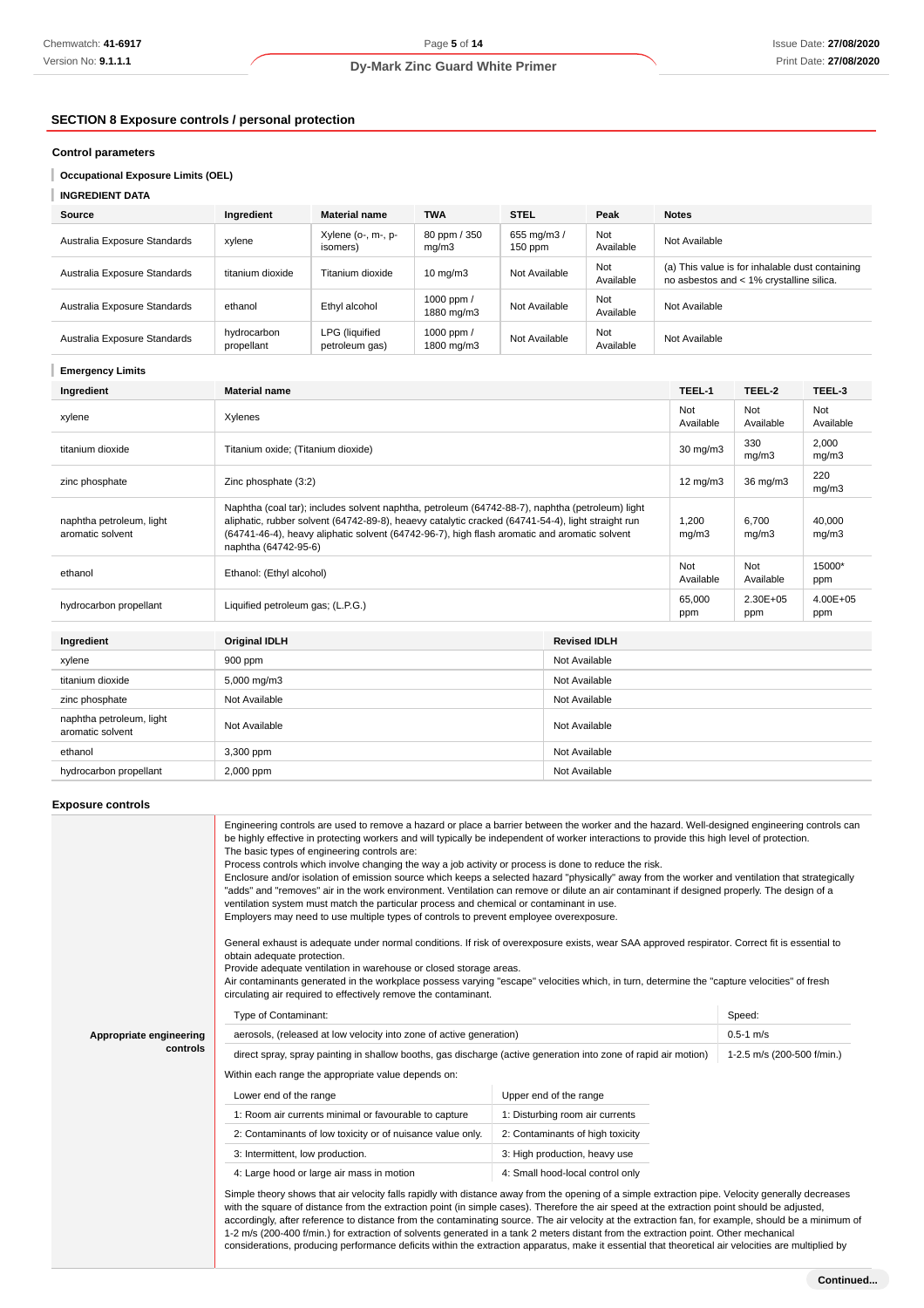## SECTION 8 Exposure controls / personal protection

### Control parameters

#### Occupational Exposure Limits (OEL)

#### INGREDIENT DATA

| Source | Ingredient | Material name | TWA | STEL | Peak | Notes |
|---|---|---|---|---|---|---|
| Australia Exposure Standards | xylene | Xylene (o-, m-, p- isomers) | 80 ppm / 350 mg/m3 | 655 mg/m3 / 150 ppm | Not Available | Not Available |
| Australia Exposure Standards | titanium dioxide | Titanium dioxide | 10 mg/m3 | Not Available | Not Available | (a) This value is for inhalable dust containing no asbestos and < 1% crystalline silica. |
| Australia Exposure Standards | ethanol | Ethyl alcohol | 1000 ppm / 1880 mg/m3 | Not Available | Not Available | Not Available |
| Australia Exposure Standards | hydrocarbon propellant | LPG (liquified petroleum gas) | 1000 ppm / 1800 mg/m3 | Not Available | Not Available | Not Available |

#### Emergency Limits

| Ingredient | Material name | TEEL-1 | TEEL-2 | TEEL-3 |
|---|---|---|---|---|
| xylene | Xylenes | Not Available | Not Available | Not Available |
| titanium dioxide | Titanium oxide; (Titanium dioxide) | 30 mg/m3 | 330 mg/m3 | 2,000 mg/m3 |
| zinc phosphate | Zinc phosphate (3:2) | 12 mg/m3 | 36 mg/m3 | 220 mg/m3 |
| naphtha petroleum, light aromatic solvent | Naphtha (coal tar); includes solvent naphtha, petroleum (64742-88-7), naphtha (petroleum) light aliphatic, rubber solvent (64742-89-8), heaevy catalytic cracked (64741-54-4), light straight run (64741-46-4), heavy aliphatic solvent (64742-96-7), high flash aromatic and aromatic solvent naphtha (64742-95-6) | 1,200 mg/m3 | 6,700 mg/m3 | 40,000 mg/m3 |
| ethanol | Ethanol: (Ethyl alcohol) | Not Available | Not Available | 15000* ppm |
| hydrocarbon propellant | Liquified petroleum gas; (L.P.G.) | 65,000 ppm | 2.30E+05 ppm | 4.00E+05 ppm |

| Ingredient | Original IDLH | Revised IDLH |
|---|---|---|
| xylene | 900 ppm | Not Available |
| titanium dioxide | 5,000 mg/m3 | Not Available |
| zinc phosphate | Not Available | Not Available |
| naphtha petroleum, light aromatic solvent | Not Available | Not Available |
| ethanol | 3,300 ppm | Not Available |
| hydrocarbon propellant | 2,000 ppm | Not Available |

### Exposure controls

**Appropriate engineering controls**

Engineering controls are used to remove a hazard or place a barrier between the worker and the hazard. Well-designed engineering controls can be highly effective in protecting workers and will typically be independent of worker interactions to provide this high level of protection.
The basic types of engineering controls are:
Process controls which involve changing the way a job activity or process is done to reduce the risk.
Enclosure and/or isolation of emission source which keeps a selected hazard "physically" away from the worker and ventilation that strategically "adds" and "removes" air in the work environment. Ventilation can remove or dilute an air contaminant if designed properly. The design of a ventilation system must match the particular process and chemical or contaminant in use.
Employers may need to use multiple types of controls to prevent employee overexposure.

General exhaust is adequate under normal conditions. If risk of overexposure exists, wear SAA approved respirator. Correct fit is essential to obtain adequate protection.
Provide adequate ventilation in warehouse or closed storage areas.
Air contaminants generated in the workplace possess varying "escape" velocities which, in turn, determine the "capture velocities" of fresh circulating air required to effectively remove the contaminant.

| Type of Contaminant: | Speed: |
|---|---|
| aerosols, (released at low velocity into zone of active generation) | 0.5-1 m/s |
| direct spray, spray painting in shallow booths, gas discharge (active generation into zone of rapid air motion) | 1-2.5 m/s (200-500 f/min.) |

Within each range the appropriate value depends on:

| Lower end of the range | Upper end of the range |
|---|---|
| 1: Room air currents minimal or favourable to capture | 1: Disturbing room air currents |
| 2: Contaminants of low toxicity or of nuisance value only. | 2: Contaminants of high toxicity |
| 3: Intermittent, low production. | 3: High production, heavy use |
| 4: Large hood or large air mass in motion | 4: Small hood-local control only |

Simple theory shows that air velocity falls rapidly with distance away from the opening of a simple extraction pipe. Velocity generally decreases with the square of distance from the extraction point (in simple cases). Therefore the air speed at the extraction point should be adjusted, accordingly, after reference to distance from the contaminating source. The air velocity at the extraction fan, for example, should be a minimum of 1-2 m/s (200-400 f/min.) for extraction of solvents generated in a tank 2 meters distant from the extraction point. Other mechanical considerations, producing performance deficits within the extraction apparatus, make it essential that theoretical air velocities are multiplied by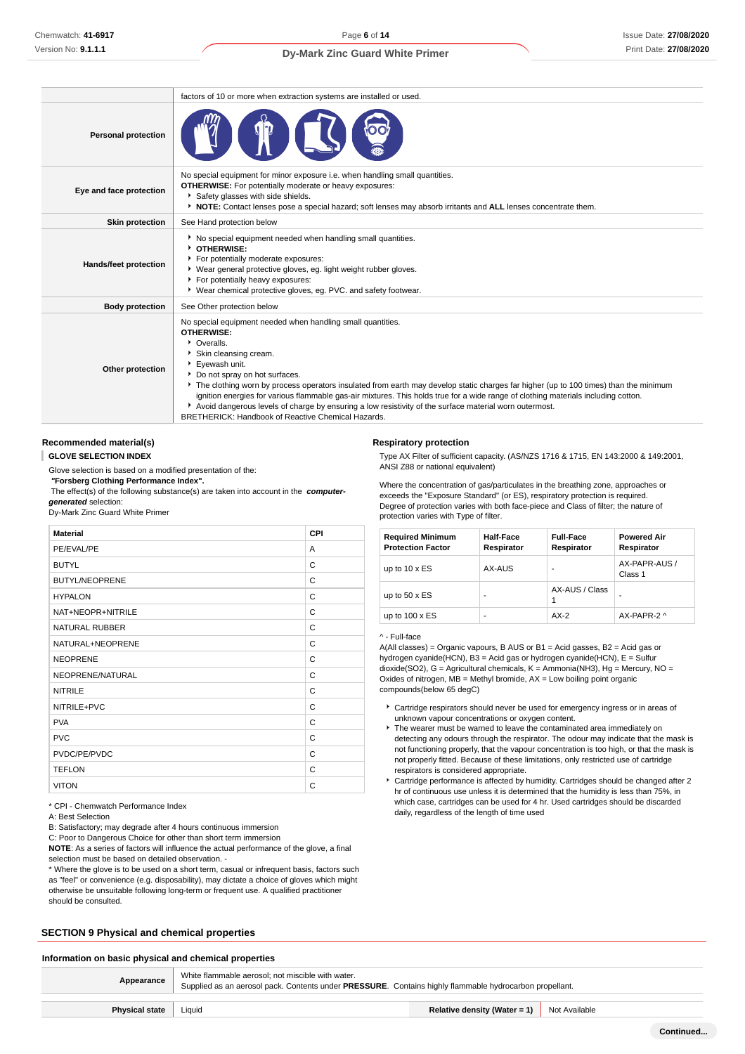| | |
|---|---|
| | factors of 10 or more when extraction systems are installed or used. |
| **Personal protection** | |
| **Eye and face protection** | No special equipment for minor exposure i.e. when handling small quantities.<br>**OTHERWISE:** For potentially moderate or heavy exposures:<br>▸ Safety glasses with side shields.<br>▸ **NOTE:** Contact lenses pose a special hazard; soft lenses may absorb irritants and **ALL** lenses concentrate them. |
| **Skin protection** | See Hand protection below |
| **Hands/feet protection** | ▸ No special equipment needed when handling small quantities.<br>▸ **OTHERWISE:**<br>▸ For potentially moderate exposures:<br>▸ Wear general protective gloves, eg. light weight rubber gloves.<br>▸ For potentially heavy exposures:<br>▸ Wear chemical protective gloves, eg. PVC. and safety footwear. |
| **Body protection** | See Other protection below |
| **Other protection** | No special equipment needed when handling small quantities.<br>**OTHERWISE:**<br>▸ Overalls.<br>▸ Skin cleansing cream.<br>▸ Eyewash unit.<br>▸ Do not spray on hot surfaces.<br>▸ The clothing worn by process operators insulated from earth may develop static charges far higher (up to 100 times) than the minimum ignition energies for various flammable gas-air mixtures. This holds true for a wide range of clothing materials including cotton.<br>▸ Avoid dangerous levels of charge by ensuring a low resistivity of the surface material worn outermost.<br>BRETHERICK: Handbook of Reactive Chemical Hazards. |

### Recommended material(s)

**GLOVE SELECTION INDEX**

Glove selection is based on a modified presentation of the:
***"Forsberg Clothing Performance Index".***
The effect(s) of the following substance(s) are taken into account in the ***computer-generated*** selection:
Dy-Mark Zinc Guard White Primer

| Material | CPI |
|---|---|
| PE/EVAL/PE | A |
| BUTYL | C |
| BUTYL/NEOPRENE | C |
| HYPALON | C |
| NAT+NEOPR+NITRILE | C |
| NATURAL RUBBER | C |
| NATURAL+NEOPRENE | C |
| NEOPRENE | C |
| NEOPRENE/NATURAL | C |
| NITRILE | C |
| NITRILE+PVC | C |
| PVA | C |
| PVC | C |
| PVDC/PE/PVDC | C |
| TEFLON | C |
| VITON | C |

* CPI - Chemwatch Performance Index
A: Best Selection
B: Satisfactory; may degrade after 4 hours continuous immersion
C: Poor to Dangerous Choice for other than short term immersion
**NOTE**: As a series of factors will influence the actual performance of the glove, a final selection must be based on detailed observation. -
* Where the glove is to be used on a short term, casual or infrequent basis, factors such as "feel" or convenience (e.g. disposability), may dictate a choice of gloves which might otherwise be unsuitable following long-term or frequent use. A qualified practitioner should be consulted.

### Respiratory protection

Type AX Filter of sufficient capacity. (AS/NZS 1716 & 1715, EN 143:2000 & 149:2001, ANSI Z88 or national equivalent)

Where the concentration of gas/particulates in the breathing zone, approaches or exceeds the "Exposure Standard" (or ES), respiratory protection is required.
Degree of protection varies with both face-piece and Class of filter; the nature of protection varies with Type of filter.

| Required Minimum Protection Factor | Half-Face Respirator | Full-Face Respirator | Powered Air Respirator |
|---|---|---|---|
| up to 10 x ES | AX-AUS | - | AX-PAPR-AUS / Class 1 |
| up to 50 x ES | - | AX-AUS / Class 1 | - |
| up to 100 x ES | - | AX-2 | AX-PAPR-2 ^ |

^ - Full-face
A(All classes) = Organic vapours, B AUS or B1 = Acid gasses, B2 = Acid gas or hydrogen cyanide(HCN), B3 = Acid gas or hydrogen cyanide(HCN), E = Sulfur dioxide(SO2), G = Agricultural chemicals, K = Ammonia(NH3), Hg = Mercury, NO = Oxides of nitrogen, MB = Methyl bromide, AX = Low boiling point organic compounds(below 65 degC)

- Cartridge respirators should never be used for emergency ingress or in areas of unknown vapour concentrations or oxygen content.
- The wearer must be warned to leave the contaminated area immediately on detecting any odours through the respirator. The odour may indicate that the mask is not functioning properly, that the vapour concentration is too high, or that the mask is not properly fitted. Because of these limitations, only restricted use of cartridge respirators is considered appropriate.
- Cartridge performance is affected by humidity. Cartridges should be changed after 2 hr of continuous use unless it is determined that the humidity is less than 75%, in which case, cartridges can be used for 4 hr. Used cartridges should be discarded daily, regardless of the length of time used

## SECTION 9 Physical and chemical properties

### Information on basic physical and chemical properties

| | | | |
|---|---|---|---|
| **Appearance** | White flammable aerosol; not miscible with water.<br>Supplied as an aerosol pack. Contents under **PRESSURE**. Contains highly flammable hydrocarbon propellant. | | |
| **Physical state** | Liquid | **Relative density (Water = 1)** | Not Available |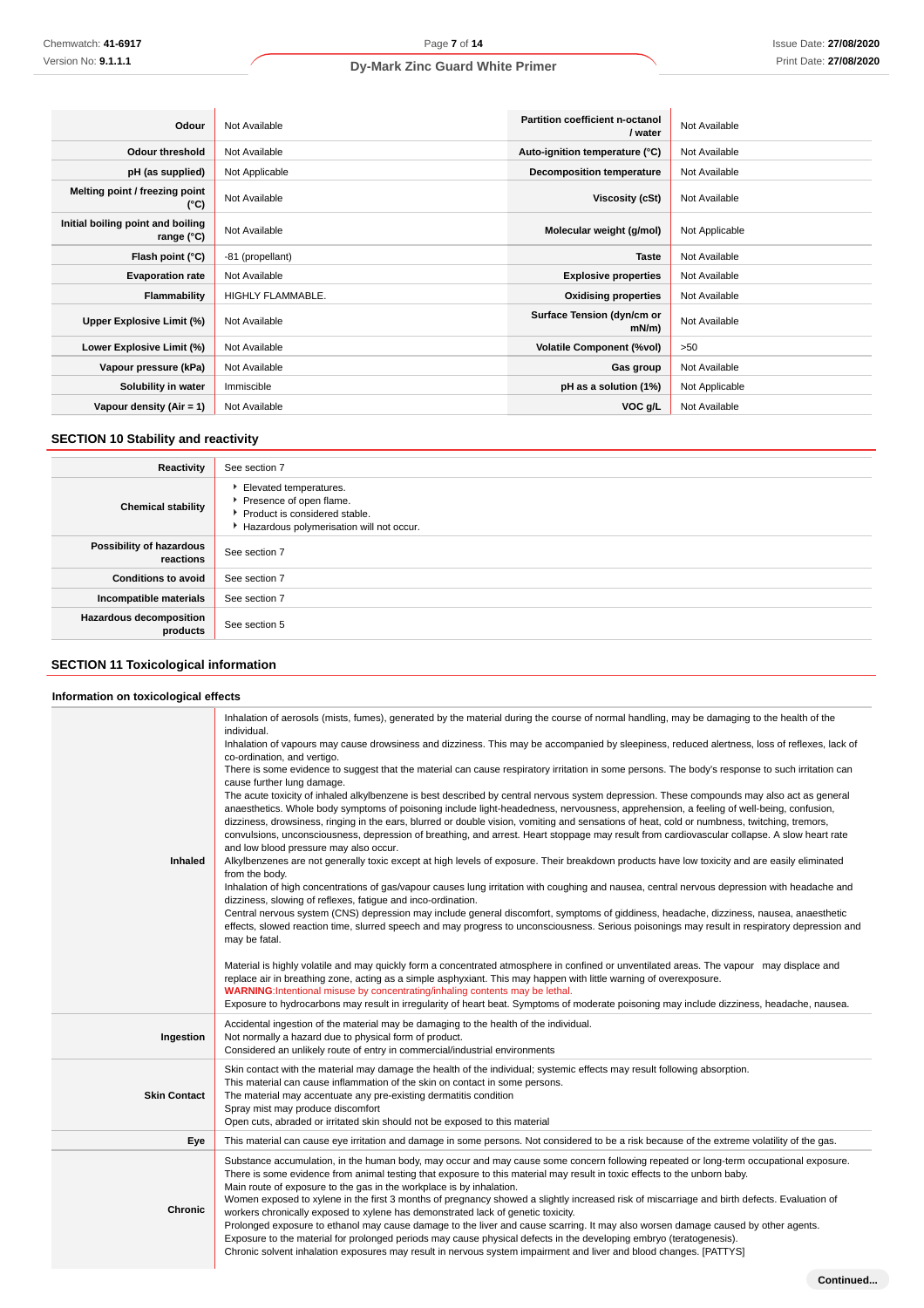| | | | |
|---|---|---|---|
| **Odour** | Not Available | **Partition coefficient n-octanol / water** | Not Available |
| **Odour threshold** | Not Available | **Auto-ignition temperature (°C)** | Not Available |
| **pH (as supplied)** | Not Applicable | **Decomposition temperature** | Not Available |
| **Melting point / freezing point (°C)** | Not Available | **Viscosity (cSt)** | Not Available |
| **Initial boiling point and boiling range (°C)** | Not Available | **Molecular weight (g/mol)** | Not Applicable |
| **Flash point (°C)** | -81 (propellant) | **Taste** | Not Available |
| **Evaporation rate** | Not Available | **Explosive properties** | Not Available |
| **Flammability** | HIGHLY FLAMMABLE. | **Oxidising properties** | Not Available |
| **Upper Explosive Limit (%)** | Not Available | **Surface Tension (dyn/cm or mN/m)** | Not Available |
| **Lower Explosive Limit (%)** | Not Available | **Volatile Component (%vol)** | >50 |
| **Vapour pressure (kPa)** | Not Available | **Gas group** | Not Available |
| **Solubility in water** | Immiscible | **pH as a solution (1%)** | Not Applicable |
| **Vapour density (Air = 1)** | Not Available | **VOC g/L** | Not Available |

## SECTION 10 Stability and reactivity

| | |
|---|---|
| **Reactivity** | See section 7 |
| **Chemical stability** | ▸ Elevated temperatures.<br>▸ Presence of open flame.<br>▸ Product is considered stable.<br>▸ Hazardous polymerisation will not occur. |
| **Possibility of hazardous reactions** | See section 7 |
| **Conditions to avoid** | See section 7 |
| **Incompatible materials** | See section 7 |
| **Hazardous decomposition products** | See section 5 |

## SECTION 11 Toxicological information

### Information on toxicological effects

| | |
|---|---|
| **Inhaled** | Inhalation of aerosols (mists, fumes), generated by the material during the course of normal handling, may be damaging to the health of the individual.<br>Inhalation of vapours may cause drowsiness and dizziness. This may be accompanied by sleepiness, reduced alertness, loss of reflexes, lack of co-ordination, and vertigo.<br>There is some evidence to suggest that the material can cause respiratory irritation in some persons. The body's response to such irritation can cause further lung damage.<br>The acute toxicity of inhaled alkylbenzene is best described by central nervous system depression. These compounds may also act as general anaesthetics. Whole body symptoms of poisoning include light-headedness, nervousness, apprehension, a feeling of well-being, confusion, dizziness, drowsiness, ringing in the ears, blurred or double vision, vomiting and sensations of heat, cold or numbness, twitching, tremors, convulsions, unconsciousness, depression of breathing, and arrest. Heart stoppage may result from cardiovascular collapse. A slow heart rate and low blood pressure may also occur.<br>Alkylbenzenes are not generally toxic except at high levels of exposure. Their breakdown products have low toxicity and are easily eliminated from the body.<br>Inhalation of high concentrations of gas/vapour causes lung irritation with coughing and nausea, central nervous depression with headache and dizziness, slowing of reflexes, fatigue and inco-ordination.<br>Central nervous system (CNS) depression may include general discomfort, symptoms of giddiness, headache, dizziness, nausea, anaesthetic effects, slowed reaction time, slurred speech and may progress to unconsciousness. Serious poisonings may result in respiratory depression and may be fatal.<br><br>Material is highly volatile and may quickly form a concentrated atmosphere in confined or unventilated areas. The vapour may displace and replace air in breathing zone, acting as a simple asphyxiant. This may happen with little warning of overexposure.<br>**WARNING**:Intentional misuse by concentrating/inhaling contents may be lethal.<br>Exposure to hydrocarbons may result in irregularity of heart beat. Symptoms of moderate poisoning may include dizziness, headache, nausea. |
| **Ingestion** | Accidental ingestion of the material may be damaging to the health of the individual.<br>Not normally a hazard due to physical form of product.<br>Considered an unlikely route of entry in commercial/industrial environments |
| **Skin Contact** | Skin contact with the material may damage the health of the individual; systemic effects may result following absorption.<br>This material can cause inflammation of the skin on contact in some persons.<br>The material may accentuate any pre-existing dermatitis condition<br>Spray mist may produce discomfort<br>Open cuts, abraded or irritated skin should not be exposed to this material |
| **Eye** | This material can cause eye irritation and damage in some persons. Not considered to be a risk because of the extreme volatility of the gas. |
| **Chronic** | Substance accumulation, in the human body, may occur and may cause some concern following repeated or long-term occupational exposure.<br>There is some evidence from animal testing that exposure to this material may result in toxic effects to the unborn baby.<br>Main route of exposure to the gas in the workplace is by inhalation.<br>Women exposed to xylene in the first 3 months of pregnancy showed a slightly increased risk of miscarriage and birth defects. Evaluation of workers chronically exposed to xylene has demonstrated lack of genetic toxicity.<br>Prolonged exposure to ethanol may cause damage to the liver and cause scarring. It may also worsen damage caused by other agents.<br>Exposure to the material for prolonged periods may cause physical defects in the developing embryo (teratogenesis).<br>Chronic solvent inhalation exposures may result in nervous system impairment and liver and blood changes. [PATTYS] |

Continued...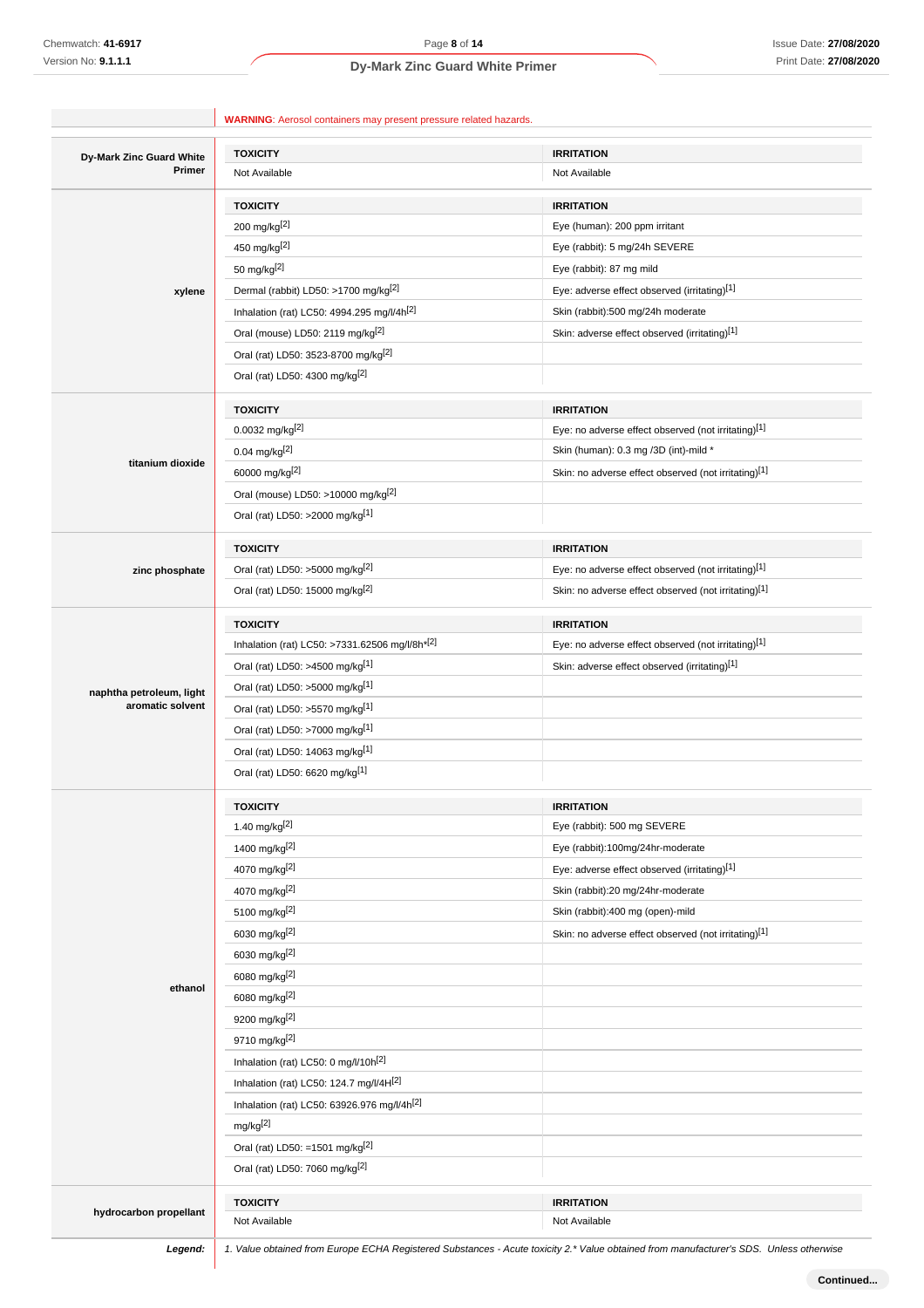**WARNING**: Aerosol containers may present pressure related hazards.

| | TOXICITY | IRRITATION |
|---|---|---|
| **Dy-Mark Zinc Guard White Primer** | Not Available | Not Available |

| | TOXICITY | IRRITATION |
|---|---|---|
| **xylene** | 200 mg/kg[2] | Eye (human): 200 ppm irritant |
| | 450 mg/kg[2] | Eye (rabbit): 5 mg/24h SEVERE |
| | 50 mg/kg[2] | Eye (rabbit): 87 mg mild |
| | Dermal (rabbit) LD50: >1700 mg/kg[2] | Eye: adverse effect observed (irritating)[1] |
| | Inhalation (rat) LC50: 4994.295 mg/l/4h[2] | Skin (rabbit):500 mg/24h moderate |
| | Oral (mouse) LD50: 2119 mg/kg[2] | Skin: adverse effect observed (irritating)[1] |
| | Oral (rat) LD50: 3523-8700 mg/kg[2] | |
| | Oral (rat) LD50: 4300 mg/kg[2] | |

| | TOXICITY | IRRITATION |
|---|---|---|
| **titanium dioxide** | 0.0032 mg/kg[2] | Eye: no adverse effect observed (not irritating)[1] |
| | 0.04 mg/kg[2] | Skin (human): 0.3 mg /3D (int)-mild * |
| | 60000 mg/kg[2] | Skin: no adverse effect observed (not irritating)[1] |
| | Oral (mouse) LD50: >10000 mg/kg[2] | |
| | Oral (rat) LD50: >2000 mg/kg[1] | |

| | TOXICITY | IRRITATION |
|---|---|---|
| **zinc phosphate** | Oral (rat) LD50: >5000 mg/kg[2] | Eye: no adverse effect observed (not irritating)[1] |
| | Oral (rat) LD50: 15000 mg/kg[2] | Skin: no adverse effect observed (not irritating)[1] |

| | TOXICITY | IRRITATION |
|---|---|---|
| **naphtha petroleum, light aromatic solvent** | Inhalation (rat) LC50: >7331.62506 mg/l/8h*[2] | Eye: no adverse effect observed (not irritating)[1] |
| | Oral (rat) LD50: >4500 mg/kg[1] | Skin: adverse effect observed (irritating)[1] |
| | Oral (rat) LD50: >5000 mg/kg[1] | |
| | Oral (rat) LD50: >5570 mg/kg[1] | |
| | Oral (rat) LD50: >7000 mg/kg[1] | |
| | Oral (rat) LD50: 14063 mg/kg[1] | |
| | Oral (rat) LD50: 6620 mg/kg[1] | |

| | TOXICITY | IRRITATION |
|---|---|---|
| **ethanol** | 1.40 mg/kg[2] | Eye (rabbit): 500 mg SEVERE |
| | 1400 mg/kg[2] | Eye (rabbit):100mg/24hr-moderate |
| | 4070 mg/kg[2] | Eye: adverse effect observed (irritating)[1] |
| | 4070 mg/kg[2] | Skin (rabbit):20 mg/24hr-moderate |
| | 5100 mg/kg[2] | Skin (rabbit):400 mg (open)-mild |
| | 6030 mg/kg[2] | Skin: no adverse effect observed (not irritating)[1] |
| | 6030 mg/kg[2] | |
| | 6080 mg/kg[2] | |
| | 6080 mg/kg[2] | |
| | 9200 mg/kg[2] | |
| | 9710 mg/kg[2] | |
| | Inhalation (rat) LC50: 0 mg/l/10h[2] | |
| | Inhalation (rat) LC50: 124.7 mg/l/4H[2] | |
| | Inhalation (rat) LC50: 63926.976 mg/l/4h[2] | |
| | mg/kg[2] | |
| | Oral (rat) LD50: =1501 mg/kg[2] | |
| | Oral (rat) LD50: 7060 mg/kg[2] | |

| | TOXICITY | IRRITATION |
|---|---|---|
| **hydrocarbon propellant** | Not Available | Not Available |

***Legend:*** *1. Value obtained from Europe ECHA Registered Substances - Acute toxicity 2.\* Value obtained from manufacturer's SDS. Unless otherwise*

**Continued...**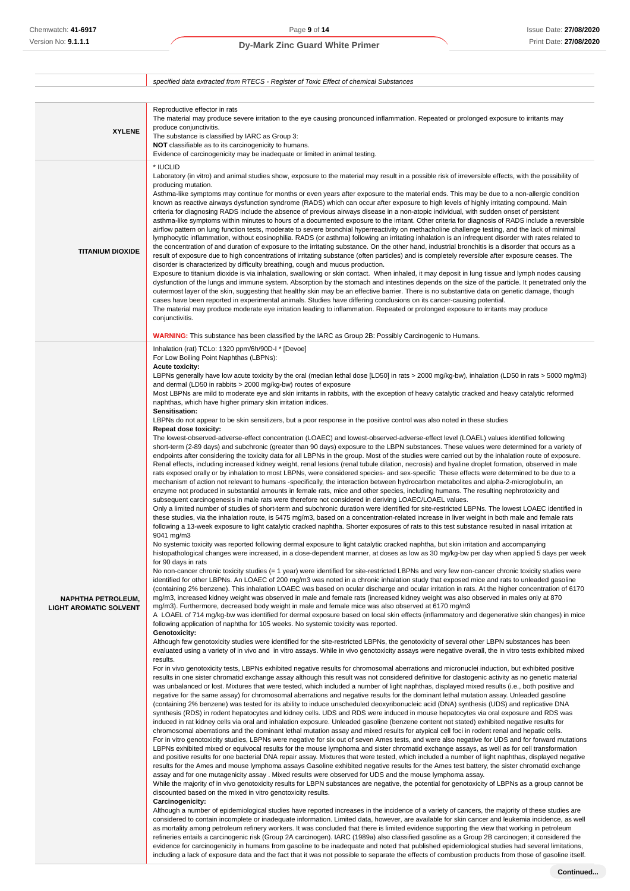| | specified data extracted from RTECS - Register of Toxic Effect of chemical Substances |
|---|---|
| **XYLENE** | Reproductive effector in rats<br>The material may produce severe irritation to the eye causing pronounced inflammation. Repeated or prolonged exposure to irritants may produce conjunctivitis.<br>The substance is classified by IARC as Group 3:<br>**NOT** classifiable as to its carcinogenicity to humans.<br>Evidence of carcinogenicity may be inadequate or limited in animal testing. |
| **TITANIUM DIOXIDE** | * IUCLID<br>Laboratory (in vitro) and animal studies show, exposure to the material may result in a possible risk of irreversible effects, with the possibility of producing mutation.<br>Asthma-like symptoms may continue for months or even years after exposure to the material ends. This may be due to a non-allergic condition known as reactive airways dysfunction syndrome (RADS) which can occur after exposure to high levels of highly irritating compound. Main criteria for diagnosing RADS include the absence of previous airways disease in a non-atopic individual, with sudden onset of persistent asthma-like symptoms within minutes to hours of a documented exposure to the irritant. Other criteria for diagnosis of RADS include a reversible airflow pattern on lung function tests, moderate to severe bronchial hyperreactivity on methacholine challenge testing, and the lack of minimal lymphocytic inflammation, without eosinophilia. RADS (or asthma) following an irritating inhalation is an infrequent disorder with rates related to the concentration of and duration of exposure to the irritating substance. On the other hand, industrial bronchitis is a disorder that occurs as a result of exposure due to high concentrations of irritating substance (often particles) and is completely reversible after exposure ceases. The disorder is characterized by difficulty breathing, cough and mucus production.<br>Exposure to titanium dioxide is via inhalation, swallowing or skin contact. When inhaled, it may deposit in lung tissue and lymph nodes causing dysfunction of the lungs and immune system. Absorption by the stomach and intestines depends on the size of the particle. It penetrated only the outermost layer of the skin, suggesting that healthy skin may be an effective barrier. There is no substantive data on genetic damage, though cases have been reported in experimental animals. Studies have differing conclusions on its cancer-causing potential.<br>The material may produce moderate eye irritation leading to inflammation. Repeated or prolonged exposure to irritants may produce conjunctivitis.<br><br>**WARNING:** This substance has been classified by the IARC as Group 2B: Possibly Carcinogenic to Humans. |
| **NAPHTHA PETROLEUM, LIGHT AROMATIC SOLVENT** | Inhalation (rat) TCLo: 1320 ppm/6h/90D-I * [Devoe]<br>For Low Boiling Point Naphthas (LBPNs):<br>**Acute toxicity:**<br>LBPNs generally have low acute toxicity by the oral (median lethal dose [LD50] in rats > 2000 mg/kg-bw), inhalation (LD50 in rats > 5000 mg/m3) and dermal (LD50 in rabbits > 2000 mg/kg-bw) routes of exposure<br>Most LBPNs are mild to moderate eye and skin irritants in rabbits, with the exception of heavy catalytic cracked and heavy catalytic reformed naphthas, which have higher primary skin irritation indices.<br>**Sensitisation:**<br>LBPNs do not appear to be skin sensitizers, but a poor response in the positive control was also noted in these studies<br>**Repeat dose toxicity:**<br>The lowest-observed-adverse-effect concentration (LOAEC) and lowest-observed-adverse-effect level (LOAEL) values identified following short-term (2-89 days) and subchronic (greater than 90 days) exposure to the LBPN substances. These values were determined for a variety of endpoints after considering the toxicity data for all LBPNs in the group. Most of the studies were carried out by the inhalation route of exposure. Renal effects, including increased kidney weight, renal lesions (renal tubule dilation, necrosis) and hyaline droplet formation, observed in male rats exposed orally or by inhalation to most LBPNs, were considered species- and sex-specific These effects were determined to be due to a mechanism of action not relevant to humans -specifically, the interaction between hydrocarbon metabolites and alpha-2-microglobulin, an enzyme not produced in substantial amounts in female rats, mice and other species, including humans. The resulting nephrotoxicity and subsequent carcinogenesis in male rats were therefore not considered in deriving LOAEC/LOAEL values.<br>Only a limited number of studies of short-term and subchronic duration were identified for site-restricted LBPNs. The lowest LOAEC identified in these studies, via the inhalation route, is 5475 mg/m3, based on a concentration-related increase in liver weight in both male and female rats following a 13-week exposure to light catalytic cracked naphtha. Shorter exposures of rats to this test substance resulted in nasal irritation at 9041 mg/m3<br>No systemic toxicity was reported following dermal exposure to light catalytic cracked naphtha, but skin irritation and accompanying histopathological changes were increased, in a dose-dependent manner, at doses as low as 30 mg/kg-bw per day when applied 5 days per week for 90 days in rats<br>No non-cancer chronic toxicity studies (= 1 year) were identified for site-restricted LBPNs and very few non-cancer chronic toxicity studies were identified for other LBPNs. An LOAEC of 200 mg/m3 was noted in a chronic inhalation study that exposed mice and rats to unleaded gasoline (containing 2% benzene). This inhalation LOAEC was based on ocular discharge and ocular irritation in rats. At the higher concentration of 6170 mg/m3, increased kidney weight was observed in male and female rats (increased kidney weight was also observed in males only at 870 mg/m3). Furthermore, decreased body weight in male and female mice was also observed at 6170 mg/m3<br>A LOAEL of 714 mg/kg-bw was identified for dermal exposure based on local skin effects (inflammatory and degenerative skin changes) in mice following application of naphtha for 105 weeks. No systemic toxicity was reported.<br>**Genotoxicity:**<br>Although few genotoxicity studies were identified for the site-restricted LBPNs, the genotoxicity of several other LBPN substances has been evaluated using a variety of in vivo and in vitro assays. While in vivo genotoxicity assays were negative overall, the in vitro tests exhibited mixed results.<br>For in vivo genotoxicity tests, LBPNs exhibited negative results for chromosomal aberrations and micronuclei induction, but exhibited positive results in one sister chromatid exchange assay although this result was not considered definitive for clastogenic activity as no genetic material was unbalanced or lost. Mixtures that were tested, which included a number of light naphthas, displayed mixed results (i.e., both positive and negative for the same assay) for chromosomal aberrations and negative results for the dominant lethal mutation assay. Unleaded gasoline (containing 2% benzene) was tested for its ability to induce unscheduled deoxyribonucleic acid (DNA) synthesis (UDS) and replicative DNA synthesis (RDS) in rodent hepatocytes and kidney cells. UDS and RDS were induced in mouse hepatocytes via oral exposure and RDS was induced in rat kidney cells via oral and inhalation exposure. Unleaded gasoline (benzene content not stated) exhibited negative results for chromosomal aberrations and the dominant lethal mutation assay and mixed results for atypical cell foci in rodent renal and hepatic cells.<br>For in vitro genotoxicity studies, LBPNs were negative for six out of seven Ames tests, and were also negative for UDS and for forward mutations LBPNs exhibited mixed or equivocal results for the mouse lymphoma and sister chromatid exchange assays, as well as for cell transformation and positive results for one bacterial DNA repair assay. Mixtures that were tested, which included a number of light naphthas, displayed negative results for the Ames and mouse lymphoma assays Gasoline exhibited negative results for the Ames test battery, the sister chromatid exchange assay and for one mutagenicity assay . Mixed results were observed for UDS and the mouse lymphoma assay.<br>While the majority of in vivo genotoxicity results for LBPN substances are negative, the potential for genotoxicity of LBPNs as a group cannot be discounted based on the mixed in vitro genotoxicity results.<br>**Carcinogenicity:**<br>Although a number of epidemiological studies have reported increases in the incidence of a variety of cancers, the majority of these studies are considered to contain incomplete or inadequate information. Limited data, however, are available for skin cancer and leukemia incidence, as well as mortality among petroleum refinery workers. It was concluded that there is limited evidence supporting the view that working in petroleum refineries entails a carcinogenic risk (Group 2A carcinogen). IARC (1989a) also classified gasoline as a Group 2B carcinogen; it considered the evidence for carcinogenicity in humans from gasoline to be inadequate and noted that published epidemiological studies had several limitations, including a lack of exposure data and the fact that it was not possible to separate the effects of combustion products from those of gasoline itself. |

**Continued...**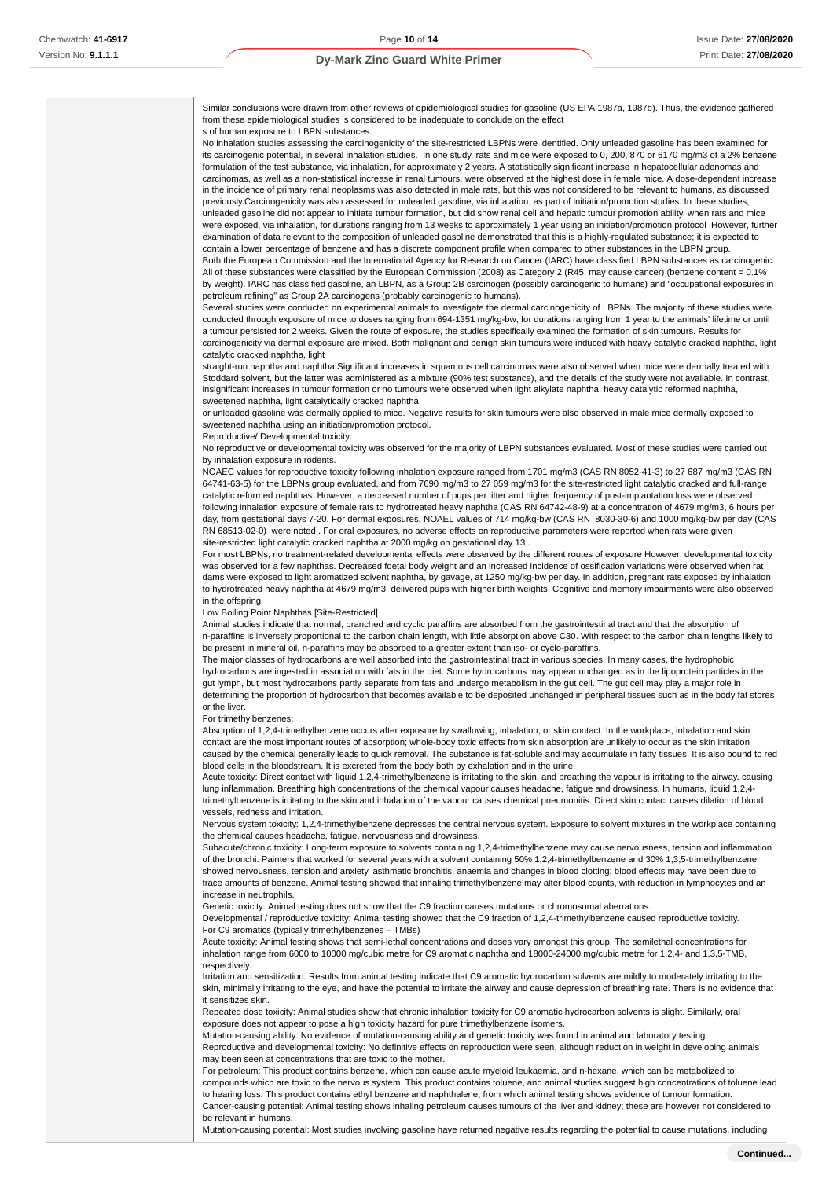Similar conclusions were drawn from other reviews of epidemiological studies for gasoline (US EPA 1987a, 1987b). Thus, the evidence gathered from these epidemiological studies is considered to be inadequate to conclude on the effect
s of human exposure to LBPN substances.
No inhalation studies assessing the carcinogenicity of the site-restricted LBPNs were identified. Only unleaded gasoline has been examined for its carcinogenic potential, in several inhalation studies. In one study, rats and mice were exposed to 0, 200, 870 or 6170 mg/m3 of a 2% benzene formulation of the test substance, via inhalation, for approximately 2 years. A statistically significant increase in hepatocellular adenomas and carcinomas, as well as a non-statistical increase in renal tumours, were observed at the highest dose in female mice. A dose-dependent increase in the incidence of primary renal neoplasms was also detected in male rats, but this was not considered to be relevant to humans, as discussed previously.Carcinogenicity was also assessed for unleaded gasoline, via inhalation, as part of initiation/promotion studies. In these studies, unleaded gasoline did not appear to initiate tumour formation, but did show renal cell and hepatic tumour promotion ability, when rats and mice were exposed, via inhalation, for durations ranging from 13 weeks to approximately 1 year using an initiation/promotion protocol However, further examination of data relevant to the composition of unleaded gasoline demonstrated that this is a highly-regulated substance; it is expected to contain a lower percentage of benzene and has a discrete component profile when compared to other substances in the LBPN group.
Both the European Commission and the International Agency for Research on Cancer (IARC) have classified LBPN substances as carcinogenic. All of these substances were classified by the European Commission (2008) as Category 2 (R45: may cause cancer) (benzene content = 0.1% by weight). IARC has classified gasoline, an LBPN, as a Group 2B carcinogen (possibly carcinogenic to humans) and "occupational exposures in petroleum refining" as Group 2A carcinogens (probably carcinogenic to humans).
Several studies were conducted on experimental animals to investigate the dermal carcinogenicity of LBPNs. The majority of these studies were conducted through exposure of mice to doses ranging from 694-1351 mg/kg-bw, for durations ranging from 1 year to the animals' lifetime or until a tumour persisted for 2 weeks. Given the route of exposure, the studies specifically examined the formation of skin tumours. Results for carcinogenicity via dermal exposure are mixed. Both malignant and benign skin tumours were induced with heavy catalytic cracked naphtha, light catalytic cracked naphtha, light
straight-run naphtha and naphtha Significant increases in squamous cell carcinomas were also observed when mice were dermally treated with Stoddard solvent, but the latter was administered as a mixture (90% test substance), and the details of the study were not available. In contrast, insignificant increases in tumour formation or no tumours were observed when light alkylate naphtha, heavy catalytic reformed naphtha, sweetened naphtha, light catalytically cracked naphtha
or unleaded gasoline was dermally applied to mice. Negative results for skin tumours were also observed in male mice dermally exposed to sweetened naphtha using an initiation/promotion protocol.
Reproductive/ Developmental toxicity:
No reproductive or developmental toxicity was observed for the majority of LBPN substances evaluated. Most of these studies were carried out by inhalation exposure in rodents.
NOAEC values for reproductive toxicity following inhalation exposure ranged from 1701 mg/m3 (CAS RN 8052-41-3) to 27 687 mg/m3 (CAS RN 64741-63-5) for the LBPNs group evaluated, and from 7690 mg/m3 to 27 059 mg/m3 for the site-restricted light catalytic cracked and full-range catalytic reformed naphthas. However, a decreased number of pups per litter and higher frequency of post-implantation loss were observed following inhalation exposure of female rats to hydrotreated heavy naphtha (CAS RN 64742-48-9) at a concentration of 4679 mg/m3, 6 hours per day, from gestational days 7-20. For dermal exposures, NOAEL values of 714 mg/kg-bw (CAS RN 8030-30-6) and 1000 mg/kg-bw per day (CAS RN 68513-02-0) were noted . For oral exposures, no adverse effects on reproductive parameters were reported when rats were given site-restricted light catalytic cracked naphtha at 2000 mg/kg on gestational day 13 .
For most LBPNs, no treatment-related developmental effects were observed by the different routes of exposure However, developmental toxicity was observed for a few naphthas. Decreased foetal body weight and an increased incidence of ossification variations were observed when rat dams were exposed to light aromatized solvent naphtha, by gavage, at 1250 mg/kg-bw per day. In addition, pregnant rats exposed by inhalation to hydrotreated heavy naphtha at 4679 mg/m3 delivered pups with higher birth weights. Cognitive and memory impairments were also observed in the offspring.
Low Boiling Point Naphthas [Site-Restricted]
Animal studies indicate that normal, branched and cyclic paraffins are absorbed from the gastrointestinal tract and that the absorption of n-paraffins is inversely proportional to the carbon chain length, with little absorption above C30. With respect to the carbon chain lengths likely to be present in mineral oil, n-paraffins may be absorbed to a greater extent than iso- or cyclo-paraffins.
The major classes of hydrocarbons are well absorbed into the gastrointestinal tract in various species. In many cases, the hydrophobic hydrocarbons are ingested in association with fats in the diet. Some hydrocarbons may appear unchanged as in the lipoprotein particles in the gut lymph, but most hydrocarbons partly separate from fats and undergo metabolism in the gut cell. The gut cell may play a major role in determining the proportion of hydrocarbon that becomes available to be deposited unchanged in peripheral tissues such as in the body fat stores or the liver.
For trimethylbenzenes:
Absorption of 1,2,4-trimethylbenzene occurs after exposure by swallowing, inhalation, or skin contact. In the workplace, inhalation and skin contact are the most important routes of absorption; whole-body toxic effects from skin absorption are unlikely to occur as the skin irritation caused by the chemical generally leads to quick removal. The substance is fat-soluble and may accumulate in fatty tissues. It is also bound to red blood cells in the bloodstream. It is excreted from the body both by exhalation and in the urine.
Acute toxicity: Direct contact with liquid 1,2,4-trimethylbenzene is irritating to the skin, and breathing the vapour is irritating to the airway, causing lung inflammation. Breathing high concentrations of the chemical vapour causes headache, fatigue and drowsiness. In humans, liquid 1,2,4-trimethylbenzene is irritating to the skin and inhalation of the vapour causes chemical pneumonitis. Direct skin contact causes dilation of blood vessels, redness and irritation.
Nervous system toxicity: 1,2,4-trimethylbenzene depresses the central nervous system. Exposure to solvent mixtures in the workplace containing the chemical causes headache, fatigue, nervousness and drowsiness.
Subacute/chronic toxicity: Long-term exposure to solvents containing 1,2,4-trimethylbenzene may cause nervousness, tension and inflammation of the bronchi. Painters that worked for several years with a solvent containing 50% 1,2,4-trimethylbenzene and 30% 1,3,5-trimethylbenzene showed nervousness, tension and anxiety, asthmatic bronchitis, anaemia and changes in blood clotting; blood effects may have been due to trace amounts of benzene. Animal testing showed that inhaling trimethylbenzene may alter blood counts, with reduction in lymphocytes and an increase in neutrophils.
Genetic toxicity: Animal testing does not show that the C9 fraction causes mutations or chromosomal aberrations.
Developmental / reproductive toxicity: Animal testing showed that the C9 fraction of 1,2,4-trimethylbenzene caused reproductive toxicity.
For C9 aromatics (typically trimethylbenzenes – TMBs)
Acute toxicity: Animal testing shows that semi-lethal concentrations and doses vary amongst this group. The semilethal concentrations for inhalation range from 6000 to 10000 mg/cubic metre for C9 aromatic naphtha and 18000-24000 mg/cubic metre for 1,2,4- and 1,3,5-TMB, respectively.
Irritation and sensitization: Results from animal testing indicate that C9 aromatic hydrocarbon solvents are mildly to moderately irritating to the skin, minimally irritating to the eye, and have the potential to irritate the airway and cause depression of breathing rate. There is no evidence that it sensitizes skin.
Repeated dose toxicity: Animal studies show that chronic inhalation toxicity for C9 aromatic hydrocarbon solvents is slight. Similarly, oral exposure does not appear to pose a high toxicity hazard for pure trimethylbenzene isomers.
Mutation-causing ability: No evidence of mutation-causing ability and genetic toxicity was found in animal and laboratory testing.
Reproductive and developmental toxicity: No definitive effects on reproduction were seen, although reduction in weight in developing animals may been seen at concentrations that are toxic to the mother.
For petroleum: This product contains benzene, which can cause acute myeloid leukaemia, and n-hexane, which can be metabolized to compounds which are toxic to the nervous system. This product contains toluene, and animal studies suggest high concentrations of toluene lead to hearing loss. This product contains ethyl benzene and naphthalene, from which animal testing shows evidence of tumour formation.
Cancer-causing potential: Animal testing shows inhaling petroleum causes tumours of the liver and kidney; these are however not considered to be relevant in humans.
Mutation-causing potential: Most studies involving gasoline have returned negative results regarding the potential to cause mutations, including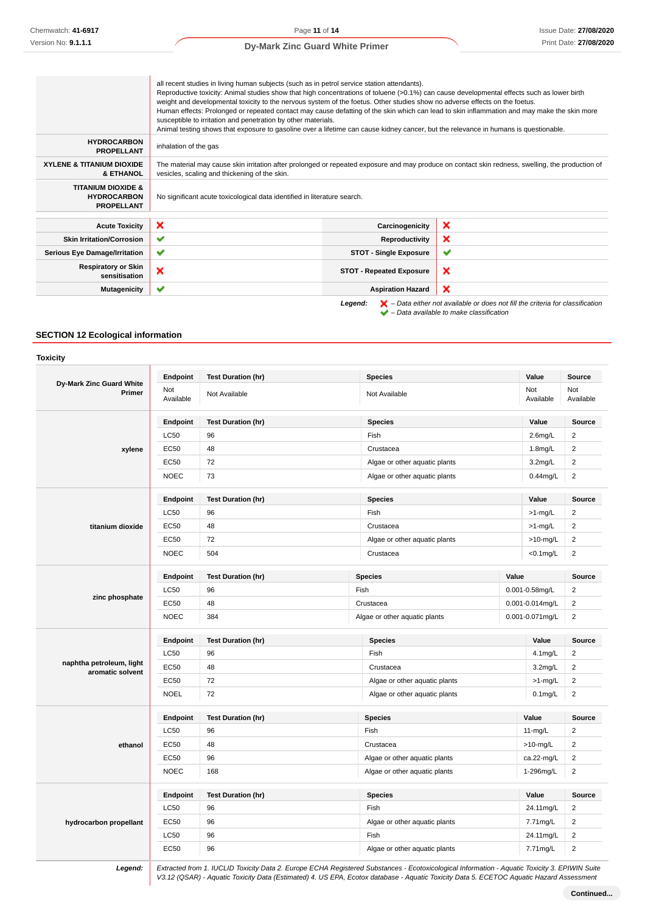| | |
|---|---|
| | all recent studies in living human subjects (such as in petrol service station attendants).<br>Reproductive toxicity: Animal studies show that high concentrations of toluene (>0.1%) can cause developmental effects such as lower birth weight and developmental toxicity to the nervous system of the foetus. Other studies show no adverse effects on the foetus.<br>Human effects: Prolonged or repeated contact may cause defatting of the skin which can lead to skin inflammation and may make the skin more susceptible to irritation and penetration by other materials.<br>Animal testing shows that exposure to gasoline over a lifetime can cause kidney cancer, but the relevance in humans is questionable. |
| **HYDROCARBON PROPELLANT** | inhalation of the gas |
| **XYLENE & TITANIUM DIOXIDE & ETHANOL** | The material may cause skin irritation after prolonged or repeated exposure and may produce on contact skin redness, swelling, the production of vesicles, scaling and thickening of the skin. |
| **TITANIUM DIOXIDE & HYDROCARBON PROPELLANT** | No significant acute toxicological data identified in literature search. |

| | | | |
|---|---|---|---|
| **Acute Toxicity** | ✘ | **Carcinogenicity** | ✘ |
| **Skin Irritation/Corrosion** | ✔ | **Reproductivity** | ✘ |
| **Serious Eye Damage/Irritation** | ✔ | **STOT - Single Exposure** | ✔ |
| **Respiratory or Skin sensitisation** | ✘ | **STOT - Repeated Exposure** | ✘ |
| **Mutagenicity** | ✔ | **Aspiration Hazard** | ✘ |

***Legend:*** ✘ *– Data either not available or does not fill the criteria for classification*
✔ *– Data available to make classification*

## SECTION 12 Ecological information

### Toxicity

**Dy-Mark Zinc Guard White Primer**

| Endpoint | Test Duration (hr) | Species | Value | Source |
|---|---|---|---|---|
| Not Available | Not Available | Not Available | Not Available | Not Available |

**xylene**

| Endpoint | Test Duration (hr) | Species | Value | Source |
|---|---|---|---|---|
| LC50 | 96 | Fish | 2.6mg/L | 2 |
| EC50 | 48 | Crustacea | 1.8mg/L | 2 |
| EC50 | 72 | Algae or other aquatic plants | 3.2mg/L | 2 |
| NOEC | 73 | Algae or other aquatic plants | 0.44mg/L | 2 |

**titanium dioxide**

| Endpoint | Test Duration (hr) | Species | Value | Source |
|---|---|---|---|---|
| LC50 | 96 | Fish | >1-mg/L | 2 |
| EC50 | 48 | Crustacea | >1-mg/L | 2 |
| EC50 | 72 | Algae or other aquatic plants | >10-mg/L | 2 |
| NOEC | 504 | Crustacea | <0.1mg/L | 2 |

**zinc phosphate**

| Endpoint | Test Duration (hr) | Species | Value | Source |
|---|---|---|---|---|
| LC50 | 96 | Fish | 0.001-0.58mg/L | 2 |
| EC50 | 48 | Crustacea | 0.001-0.014mg/L | 2 |
| NOEC | 384 | Algae or other aquatic plants | 0.001-0.071mg/L | 2 |

**naphtha petroleum, light aromatic solvent**

| Endpoint | Test Duration (hr) | Species | Value | Source |
|---|---|---|---|---|
| LC50 | 96 | Fish | 4.1mg/L | 2 |
| EC50 | 48 | Crustacea | 3.2mg/L | 2 |
| EC50 | 72 | Algae or other aquatic plants | >1-mg/L | 2 |
| NOEL | 72 | Algae or other aquatic plants | 0.1mg/L | 2 |

**ethanol**

| Endpoint | Test Duration (hr) | Species | Value | Source |
|---|---|---|---|---|
| LC50 | 96 | Fish | 11-mg/L | 2 |
| EC50 | 48 | Crustacea | >10-mg/L | 2 |
| EC50 | 96 | Algae or other aquatic plants | ca.22-mg/L | 2 |
| NOEC | 168 | Algae or other aquatic plants | 1-296mg/L | 2 |

**hydrocarbon propellant**

| Endpoint | Test Duration (hr) | Species | Value | Source |
|---|---|---|---|---|
| LC50 | 96 | Fish | 24.11mg/L | 2 |
| EC50 | 96 | Algae or other aquatic plants | 7.71mg/L | 2 |
| LC50 | 96 | Fish | 24.11mg/L | 2 |
| EC50 | 96 | Algae or other aquatic plants | 7.71mg/L | 2 |

***Legend:*** *Extracted from 1. IUCLID Toxicity Data 2. Europe ECHA Registered Substances - Ecotoxicological Information - Aquatic Toxicity 3. EPIWIN Suite V3.12 (QSAR) - Aquatic Toxicity Data (Estimated) 4. US EPA, Ecotox database - Aquatic Toxicity Data 5. ECETOC Aquatic Hazard Assessment*

**Continued...**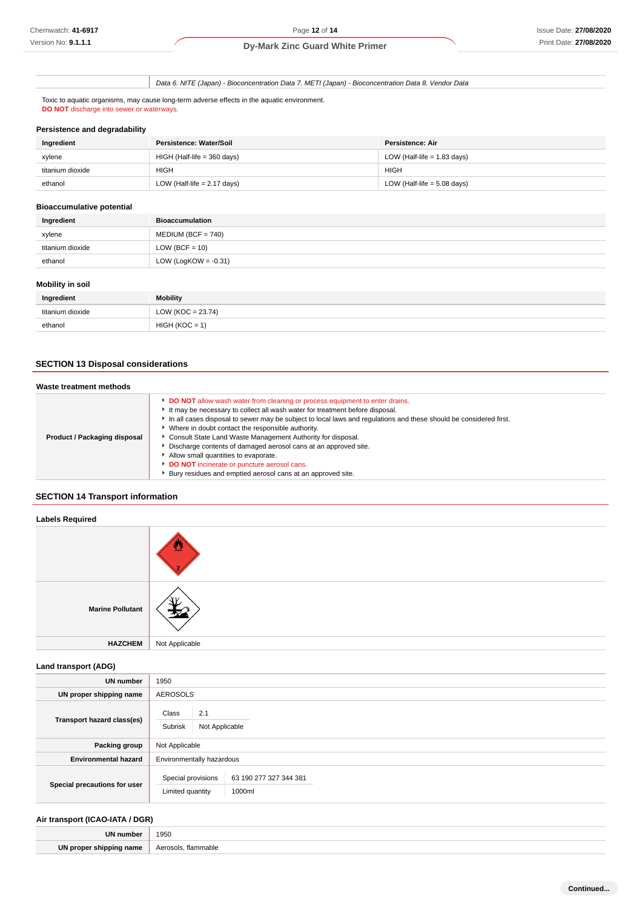| | Data 6. NITE (Japan) - Bioconcentration Data 7. METI (Japan) - Bioconcentration Data 8. Vendor Data |
|---|---|

Toxic to aquatic organisms, may cause long-term adverse effects in the aquatic environment.
**DO NOT** discharge into sewer or waterways.

### Persistence and degradability

| Ingredient | Persistence: Water/Soil | Persistence: Air |
|---|---|---|
| xylene | HIGH (Half-life = 360 days) | LOW (Half-life = 1.83 days) |
| titanium dioxide | HIGH | HIGH |
| ethanol | LOW (Half-life = 2.17 days) | LOW (Half-life = 5.08 days) |

### Bioaccumulative potential

| Ingredient | Bioaccumulation |
|---|---|
| xylene | MEDIUM (BCF = 740) |
| titanium dioxide | LOW (BCF = 10) |
| ethanol | LOW (LogKOW = -0.31) |

### Mobility in soil

| Ingredient | Mobility |
|---|---|
| titanium dioxide | LOW (KOC = 23.74) |
| ethanol | HIGH (KOC = 1) |

## SECTION 13 Disposal considerations

### Waste treatment methods

| | |
|---|---|
| **Product / Packaging disposal** | - **DO NOT** allow wash water from cleaning or process equipment to enter drains.<br>- It may be necessary to collect all wash water for treatment before disposal.<br>- In all cases disposal to sewer may be subject to local laws and regulations and these should be considered first.<br>- Where in doubt contact the responsible authority.<br>- Consult State Land Waste Management Authority for disposal.<br>- Discharge contents of damaged aerosol cans at an approved site.<br>- Allow small quantities to evaporate.<br>- **DO NOT** incinerate or puncture aerosol cans.<br>- Bury residues and emptied aerosol cans at an approved site. |

## SECTION 14 Transport information

### Labels Required

| | |
|---|---|
| | |
| **Marine Pollutant** | |
| **HAZCHEM** | Not Applicable |

### Land transport (ADG)

| | |
|---|---|
| **UN number** | 1950 |
| **UN proper shipping name** | AEROSOLS |
| **Transport hazard class(es)** | Class: 2.1<br>Subrisk: Not Applicable |
| **Packing group** | Not Applicable |
| **Environmental hazard** | Environmentally hazardous |
| **Special precautions for user** | Special provisions: 63 190 277 327 344 381<br>Limited quantity: 1000ml |

### Air transport (ICAO-IATA / DGR)

| | |
|---|---|
| **UN number** | 1950 |
| **UN proper shipping name** | Aerosols, flammable |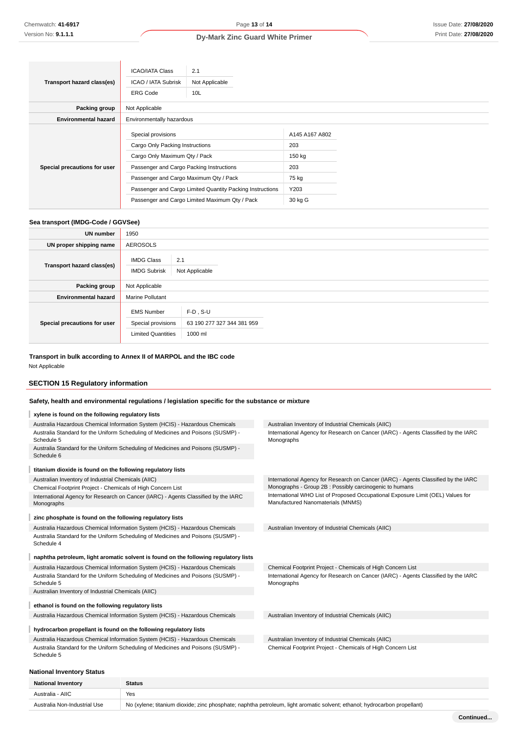| | |
|---|---|
| **Transport hazard class(es)** | ICAO/IATA Class: 2.1<br>ICAO / IATA Subrisk: Not Applicable<br>ERG Code: 10L |
| **Packing group** | Not Applicable |
| **Environmental hazard** | Environmentally hazardous |
| **Special precautions for user** | Special provisions: A145 A167 A802<br>Cargo Only Packing Instructions: 203<br>Cargo Only Maximum Qty / Pack: 150 kg<br>Passenger and Cargo Packing Instructions: 203<br>Passenger and Cargo Maximum Qty / Pack: 75 kg<br>Passenger and Cargo Limited Quantity Packing Instructions: Y203<br>Passenger and Cargo Limited Maximum Qty / Pack: 30 kg G |

### Sea transport (IMDG-Code / GGVSee)

| | |
|---|---|
| **UN number** | 1950 |
| **UN proper shipping name** | AEROSOLS |
| **Transport hazard class(es)** | IMDG Class: 2.1<br>IMDG Subrisk: Not Applicable |
| **Packing group** | Not Applicable |
| **Environmental hazard** | Marine Pollutant |
| **Special precautions for user** | EMS Number: F-D , S-U<br>Special provisions: 63 190 277 327 344 381 959<br>Limited Quantities: 1000 ml |

### Transport in bulk according to Annex II of MARPOL and the IBC code

Not Applicable

## SECTION 15 Regulatory information

### Safety, health and environmental regulations / legislation specific for the substance or mixture

**xylene is found on the following regulatory lists**

- Australia Hazardous Chemical Information System (HCIS) - Hazardous Chemicals
- Australia Standard for the Uniform Scheduling of Medicines and Poisons (SUSMP) - Schedule 5
- Australia Standard for the Uniform Scheduling of Medicines and Poisons (SUSMP) - Schedule 6
- Australian Inventory of Industrial Chemicals (AIIC)
- International Agency for Research on Cancer (IARC) - Agents Classified by the IARC Monographs

**titanium dioxide is found on the following regulatory lists**

- Australian Inventory of Industrial Chemicals (AIIC)
- Chemical Footprint Project - Chemicals of High Concern List
- International Agency for Research on Cancer (IARC) - Agents Classified by the IARC Monographs
- International Agency for Research on Cancer (IARC) - Agents Classified by the IARC Monographs - Group 2B : Possibly carcinogenic to humans
- International WHO List of Proposed Occupational Exposure Limit (OEL) Values for Manufactured Nanomaterials (MNMS)

**zinc phosphate is found on the following regulatory lists**

- Australia Hazardous Chemical Information System (HCIS) - Hazardous Chemicals
- Australia Standard for the Uniform Scheduling of Medicines and Poisons (SUSMP) - Schedule 4
- Australian Inventory of Industrial Chemicals (AIIC)

**naphtha petroleum, light aromatic solvent is found on the following regulatory lists**

- Australia Hazardous Chemical Information System (HCIS) - Hazardous Chemicals
- Australia Standard for the Uniform Scheduling of Medicines and Poisons (SUSMP) - Schedule 5
- Australian Inventory of Industrial Chemicals (AIIC)
- Chemical Footprint Project - Chemicals of High Concern List
- International Agency for Research on Cancer (IARC) - Agents Classified by the IARC Monographs

**ethanol is found on the following regulatory lists**

- Australia Hazardous Chemical Information System (HCIS) - Hazardous Chemicals
- Australian Inventory of Industrial Chemicals (AIIC)

**hydrocarbon propellant is found on the following regulatory lists**

- Australia Hazardous Chemical Information System (HCIS) - Hazardous Chemicals
- Australia Standard for the Uniform Scheduling of Medicines and Poisons (SUSMP) - Schedule 5
- Australian Inventory of Industrial Chemicals (AIIC)
- Chemical Footprint Project - Chemicals of High Concern List

### National Inventory Status

| National Inventory | Status |
|---|---|
| Australia - AIIC | Yes |
| Australia Non-Industrial Use | No (xylene; titanium dioxide; zinc phosphate; naphtha petroleum, light aromatic solvent; ethanol; hydrocarbon propellant) |

Continued...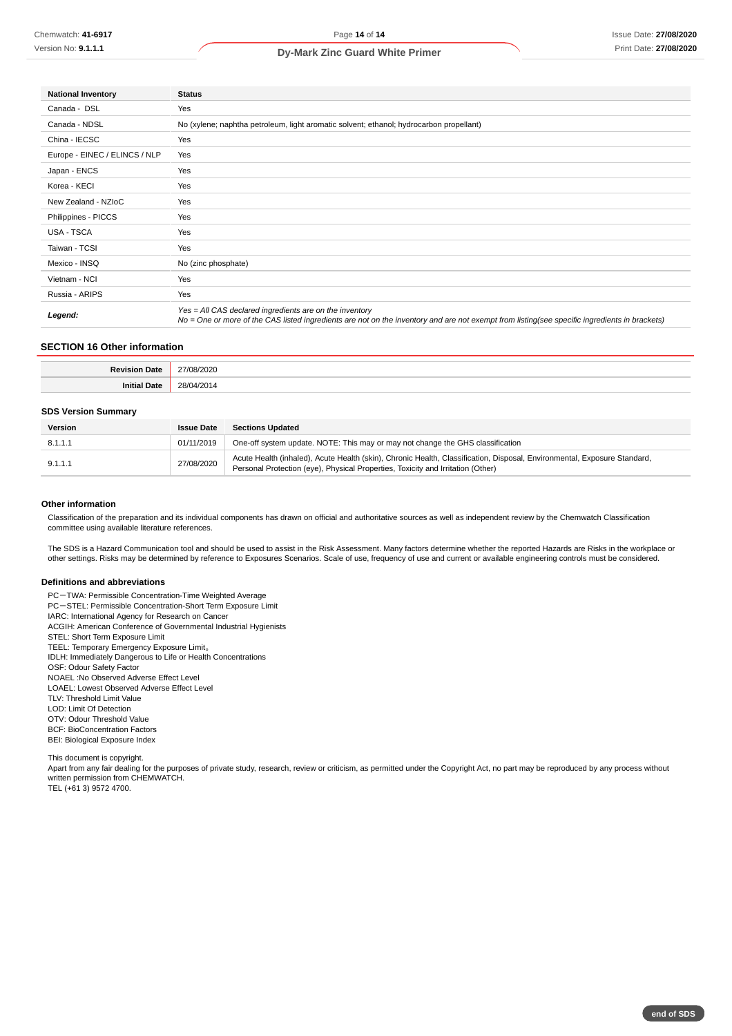| National Inventory | Status |
|---|---|
| Canada - DSL | Yes |
| Canada - NDSL | No (xylene; naphtha petroleum, light aromatic solvent; ethanol; hydrocarbon propellant) |
| China - IECSC | Yes |
| Europe - EINEC / ELINCS / NLP | Yes |
| Japan - ENCS | Yes |
| Korea - KECI | Yes |
| New Zealand - NZIoC | Yes |
| Philippines - PICCS | Yes |
| USA - TSCA | Yes |
| Taiwan - TCSI | Yes |
| Mexico - INSQ | No (zinc phosphate) |
| Vietnam - NCI | Yes |
| Russia - ARIPS | Yes |
| ***Legend:*** | *Yes = All CAS declared ingredients are on the inventory*<br>*No = One or more of the CAS listed ingredients are not on the inventory and are not exempt from listing(see specific ingredients in brackets)* |

## SECTION 16 Other information

| | |
|---|---|
| **Revision Date** | 27/08/2020 |
| **Initial Date** | 28/04/2014 |

### SDS Version Summary

| Version | Issue Date | Sections Updated |
|---|---|---|
| 8.1.1.1 | 01/11/2019 | One-off system update. NOTE: This may or may not change the GHS classification |
| 9.1.1.1 | 27/08/2020 | Acute Health (inhaled), Acute Health (skin), Chronic Health, Classification, Disposal, Environmental, Exposure Standard, Personal Protection (eye), Physical Properties, Toxicity and Irritation (Other) |

### Other information

Classification of the preparation and its individual components has drawn on official and authoritative sources as well as independent review by the Chemwatch Classification committee using available literature references.

The SDS is a Hazard Communication tool and should be used to assist in the Risk Assessment. Many factors determine whether the reported Hazards are Risks in the workplace or other settings. Risks may be determined by reference to Exposures Scenarios. Scale of use, frequency of use and current or available engineering controls must be considered.

### Definitions and abbreviations

PC－TWA: Permissible Concentration-Time Weighted Average
PC－STEL: Permissible Concentration-Short Term Exposure Limit
IARC: International Agency for Research on Cancer
ACGIH: American Conference of Governmental Industrial Hygienists
STEL: Short Term Exposure Limit
TEEL: Temporary Emergency Exposure Limit。
IDLH: Immediately Dangerous to Life or Health Concentrations
OSF: Odour Safety Factor
NOAEL :No Observed Adverse Effect Level
LOAEL: Lowest Observed Adverse Effect Level
TLV: Threshold Limit Value
LOD: Limit Of Detection
OTV: Odour Threshold Value
BCF: BioConcentration Factors
BEI: Biological Exposure Index

This document is copyright.
Apart from any fair dealing for the purposes of private study, research, review or criticism, as permitted under the Copyright Act, no part may be reproduced by any process without written permission from CHEMWATCH.
TEL (+61 3) 9572 4700.

end of SDS